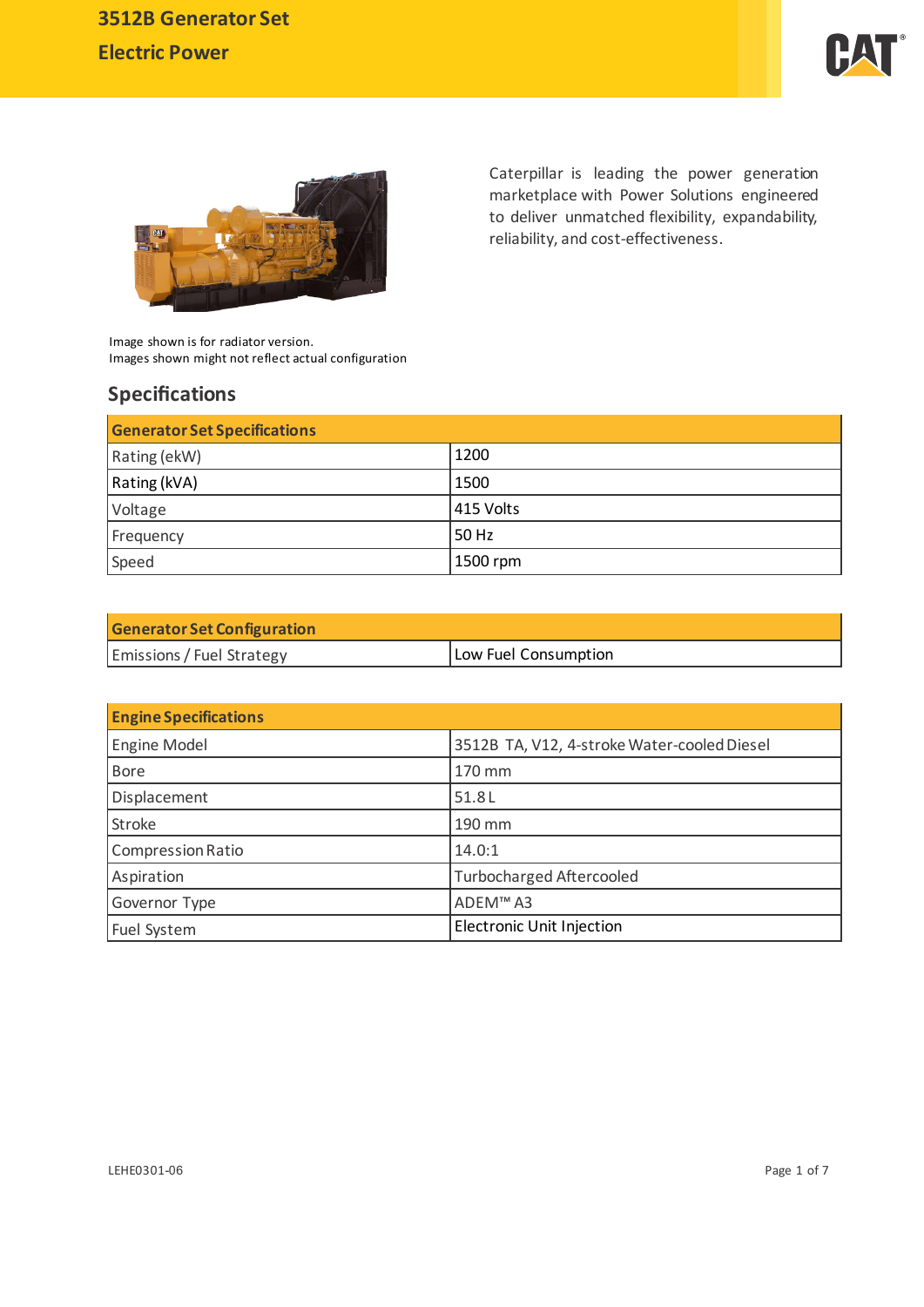# 3512B Generator Set

## Electric Power

Caterpillar is leading the power generation marketplace with Power Solutions engineered to deliver unmatched flexibility, expandability, reliability, and cost-effectiveness.

Image shown is for radiator version.
Images shown might not reflect actual configuration

## Specifications

| Generator Set Specifications | |
|---|---|
| Rating (ekW) | 1200 |
| Rating (kVA) | 1500 |
| Voltage | 415 Volts |
| Frequency | 50 Hz |
| Speed | 1500 rpm |

| Generator Set Configuration | |
|---|---|
| Emissions / Fuel Strategy | Low Fuel Consumption |

| Engine Specifications | |
|---|---|
| Engine Model | 3512B TA, V12, 4-stroke Water-cooled Diesel |
| Bore | 170 mm |
| Displacement | 51.8 L |
| Stroke | 190 mm |
| Compression Ratio | 14.0:1 |
| Aspiration | Turbocharged Aftercooled |
| Governor Type | ADEM™ A3 |
| Fuel System | Electronic Unit Injection |

LEHE0301-06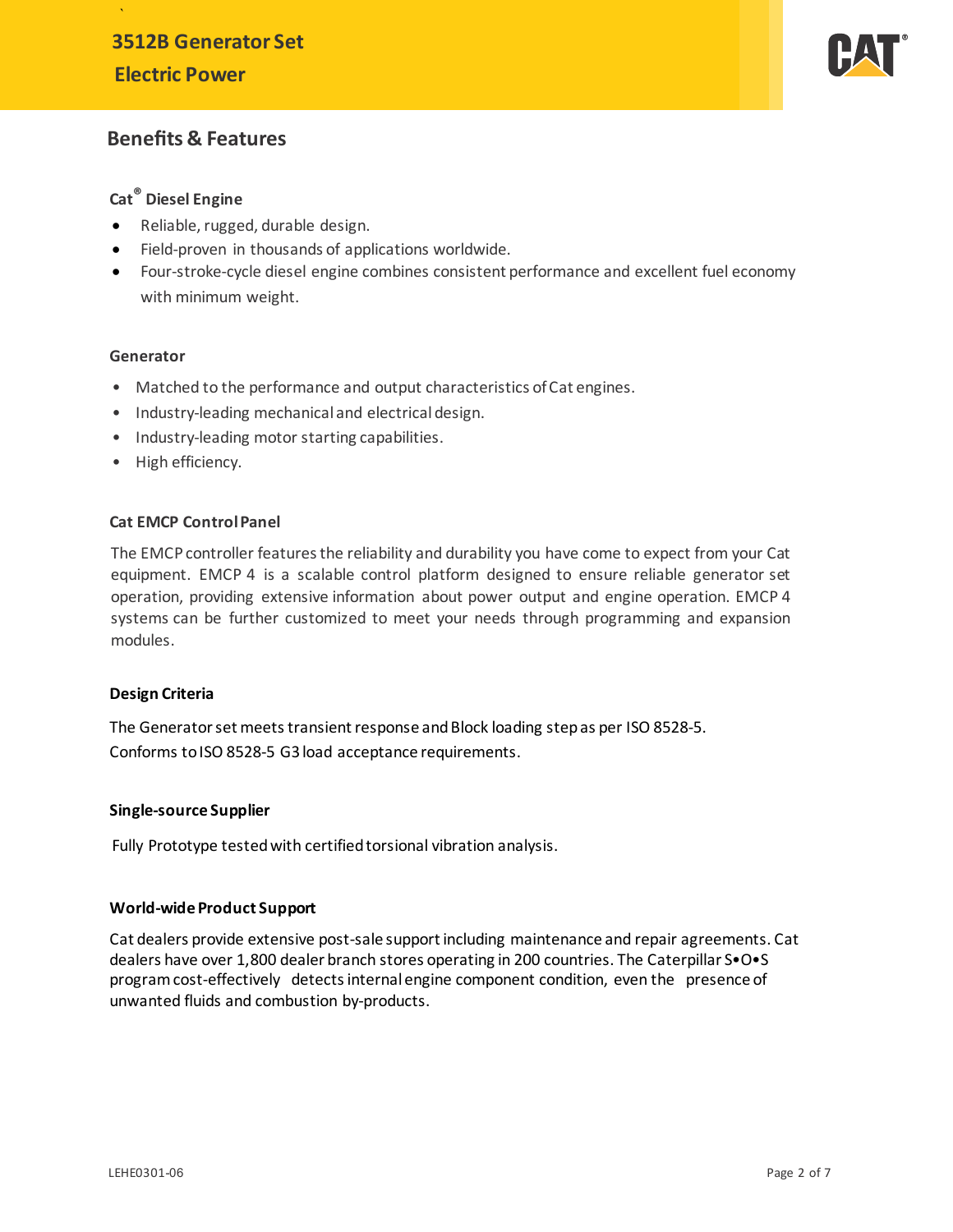# 3512B Generator Set

## Electric Power

## Benefits & Features

### Cat® Diesel Engine

- Reliable, rugged, durable design.
- Field-proven in thousands of applications worldwide.
- Four-stroke-cycle diesel engine combines consistent performance and excellent fuel economy with minimum weight.

### Generator

- Matched to the performance and output characteristics of Cat engines.
- Industry-leading mechanical and electrical design.
- Industry-leading motor starting capabilities.
- High efficiency.

### Cat EMCP Control Panel

The EMCP controller features the reliability and durability you have come to expect from your Cat equipment. EMCP 4 is a scalable control platform designed to ensure reliable generator set operation, providing extensive information about power output and engine operation. EMCP 4 systems can be further customized to meet your needs through programming and expansion modules.

### Design Criteria

The Generator set meets transient response and Block loading step as per ISO 8528-5.
Conforms to ISO 8528-5 G3 load acceptance requirements.

### Single-source Supplier

Fully Prototype tested with certified torsional vibration analysis.

### World-wide Product Support

Cat dealers provide extensive post-sale support including maintenance and repair agreements. Cat dealers have over 1,800 dealer branch stores operating in 200 countries. The Caterpillar S•O•S program cost-effectively detects internal engine component condition, even the presence of unwanted fluids and combustion by-products.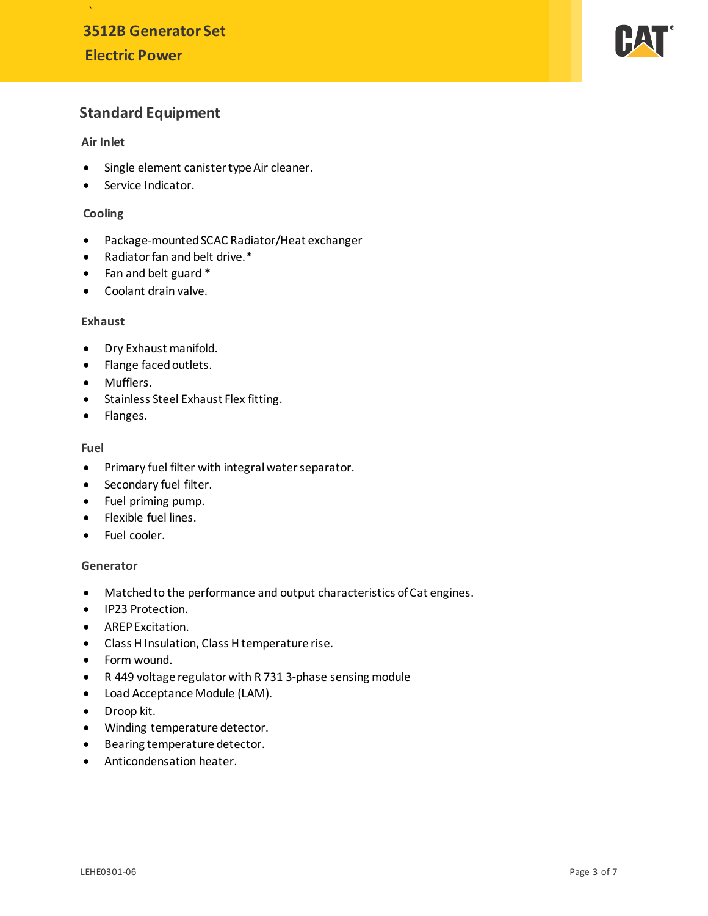## Standard Equipment

### Air Inlet

- Single element canister type Air cleaner.
- Service Indicator.

### Cooling

- Package-mounted SCAC Radiator/Heat exchanger
- Radiator fan and belt drive.*
- Fan and belt guard *
- Coolant drain valve.

### Exhaust

- Dry Exhaust manifold.
- Flange faced outlets.
- Mufflers.
- Stainless Steel Exhaust Flex fitting.
- Flanges.

### Fuel

- Primary fuel filter with integral water separator.
- Secondary fuel filter.
- Fuel priming pump.
- Flexible fuel lines.
- Fuel cooler.

### Generator

- Matched to the performance and output characteristics of Cat engines.
- IP23 Protection.
- AREP Excitation.
- Class H Insulation, Class H temperature rise.
- Form wound.
- R 449 voltage regulator with R 731 3-phase sensing module
- Load Acceptance Module (LAM).
- Droop kit.
- Winding temperature detector.
- Bearing temperature detector.
- Anticondensation heater.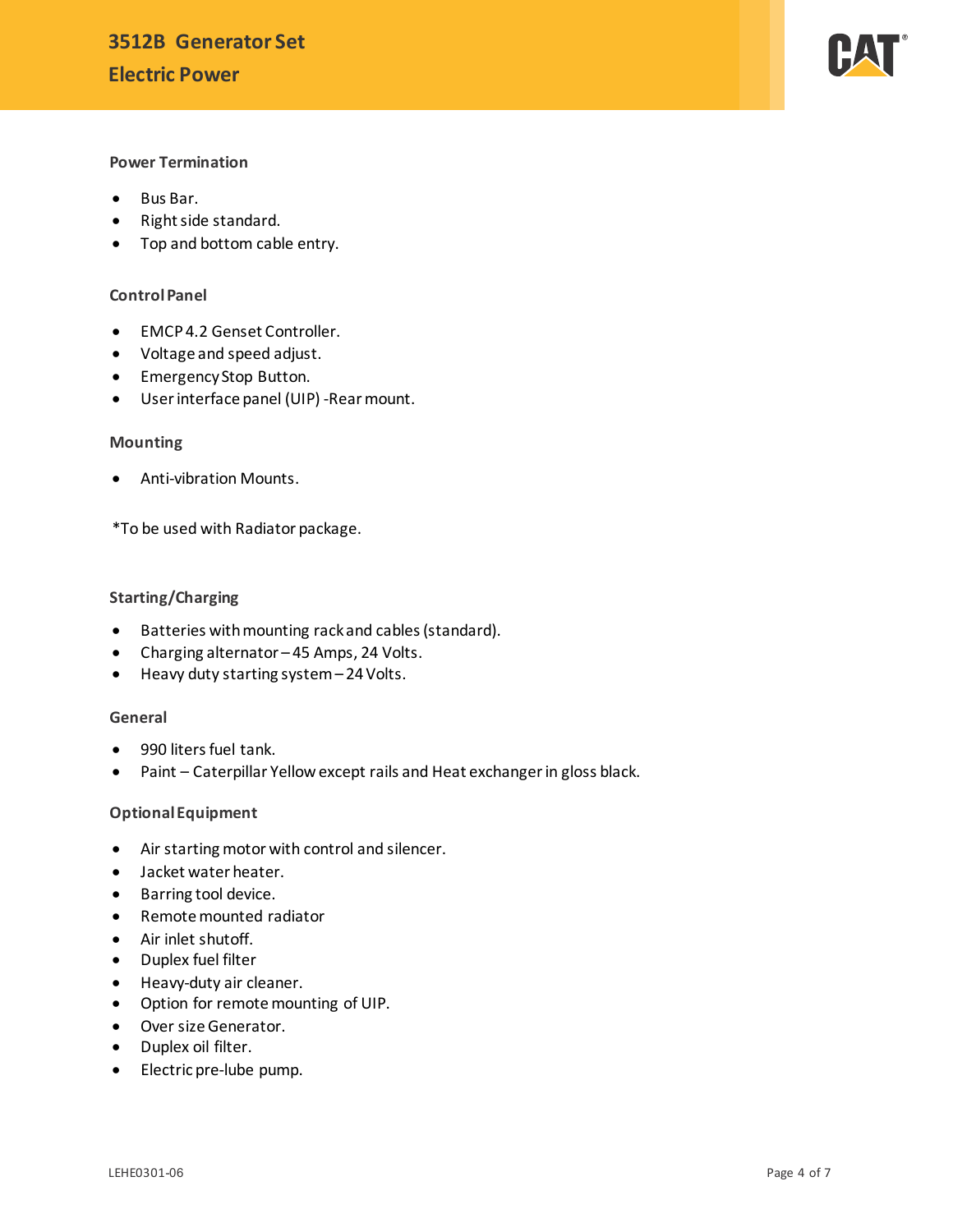### Power Termination

- Bus Bar.
- Right side standard.
- Top and bottom cable entry.

### Control Panel

- EMCP 4.2 Genset Controller.
- Voltage and speed adjust.
- Emergency Stop Button.
- User interface panel (UIP) -Rear mount.

### Mounting

- Anti-vibration Mounts.

*To be used with Radiator package.

### Starting/Charging

- Batteries with mounting rack and cables (standard).
- Charging alternator – 45 Amps, 24 Volts.
- Heavy duty starting system – 24 Volts.

### General

- 990 liters fuel tank.
- Paint – Caterpillar Yellow except rails and Heat exchanger in gloss black.

### Optional Equipment

- Air starting motor with control and silencer.
- Jacket water heater.
- Barring tool device.
- Remote mounted radiator
- Air inlet shutoff.
- Duplex fuel filter
- Heavy-duty air cleaner.
- Option for remote mounting of UIP.
- Over size Generator.
- Duplex oil filter.
- Electric pre-lube pump.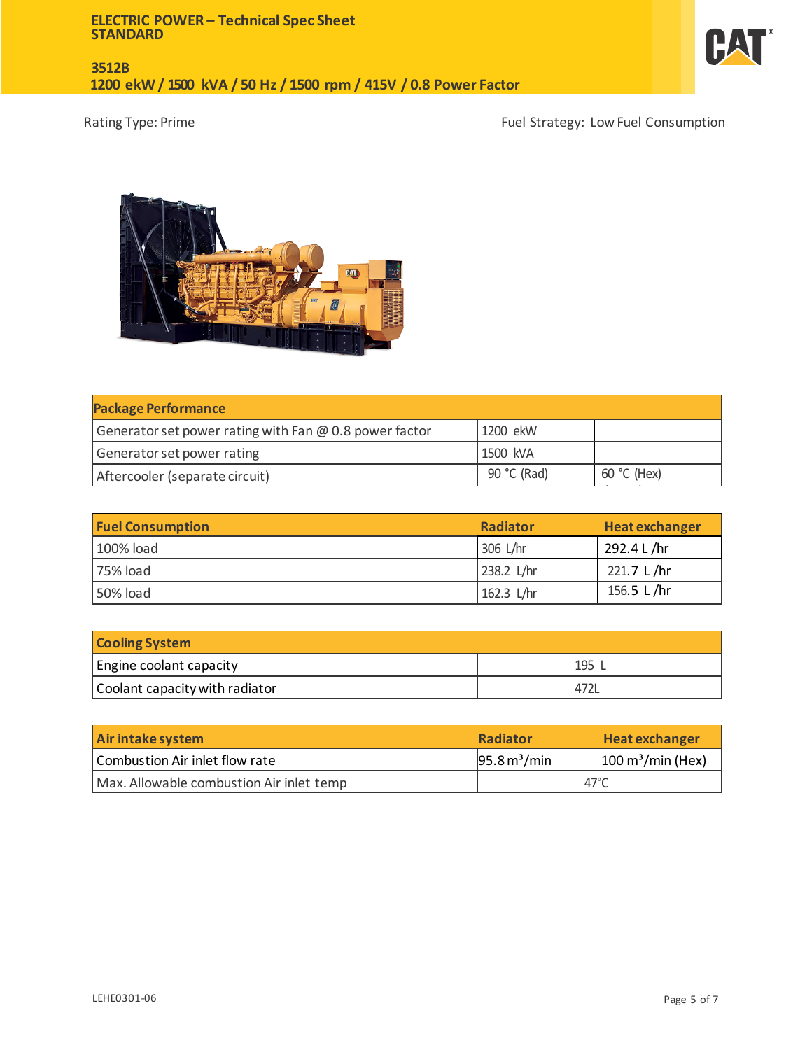# ELECTRIC POWER – Technical Spec Sheet
## STANDARD

## 3512B
### 1200 ekW / 1500 kVA / 50 Hz / 1500 rpm / 415V / 0.8 Power Factor

Rating Type: Prime

Fuel Strategy: Low Fuel Consumption

| Package Performance | | |
|---|---|---|
| Generator set power rating with Fan @ 0.8 power factor | 1200 ekW | |
| Generator set power rating | 1500 kVA | |
| Aftercooler (separate circuit) | 90 °C (Rad) | 60 °C (Hex) |

| Fuel Consumption | Radiator | Heat exchanger |
|---|---|---|
| 100% load | 306 L/hr | 292.4 L /hr |
| 75% load | 238.2 L/hr | 221.7 L /hr |
| 50% load | 162.3 L/hr | 156.5 L /hr |

| Cooling System | |
|---|---|
| Engine coolant capacity | 195 L |
| Coolant capacity with radiator | 472L |

| Air intake system | Radiator | Heat exchanger |
|---|---|---|
| Combustion Air inlet flow rate | 95.8 $m^3$/min | 100 $m^3$/min (Hex) |
| Max. Allowable combustion Air inlet temp | 47°C | |

LEHE0301-06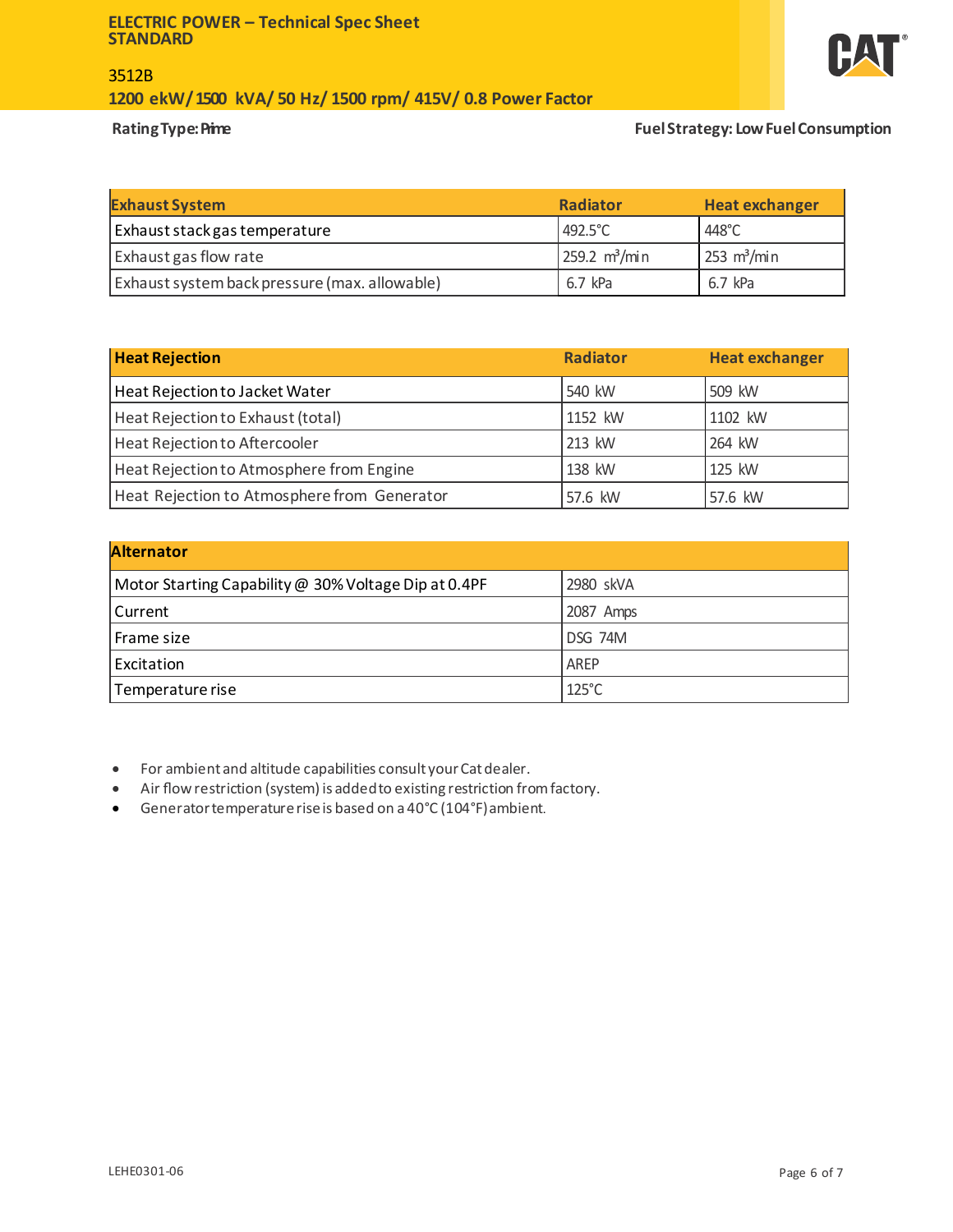**ELECTRIC POWER – Technical Spec Sheet**
**STANDARD**

3512B

**1200 ekW/ 1500 kVA/ 50 Hz/ 1500 rpm/ 415V/ 0.8 Power Factor**

**Rating Type: Prime** | **Fuel Strategy: Low Fuel Consumption**

| Exhaust System | Radiator | Heat exchanger |
|---|---|---|
| Exhaust stack gas temperature | 492.5°C | 448°C |
| Exhaust gas flow rate | 259.2 m³/min | 253 m³/min |
| Exhaust system back pressure (max. allowable) | 6.7 kPa | 6.7 kPa |

| Heat Rejection | Radiator | Heat exchanger |
|---|---|---|
| Heat Rejection to Jacket Water | 540 kW | 509 kW |
| Heat Rejection to Exhaust (total) | 1152 kW | 1102 kW |
| Heat Rejection to Aftercooler | 213 kW | 264 kW |
| Heat Rejection to Atmosphere from Engine | 138 kW | 125 kW |
| Heat Rejection to Atmosphere from Generator | 57.6 kW | 57.6 kW |

| Alternator | |
|---|---|
| Motor Starting Capability @ 30% Voltage Dip at 0.4PF | 2980 skVA |
| Current | 2087 Amps |
| Frame size | DSG 74M |
| Excitation | AREP |
| Temperature rise | 125°C |

- For ambient and altitude capabilities consult your Cat dealer.
- Air flow restriction (system) is added to existing restriction from factory.
- Generator temperature rise is based on a 40°C (104°F) ambient.

LEHE0301-06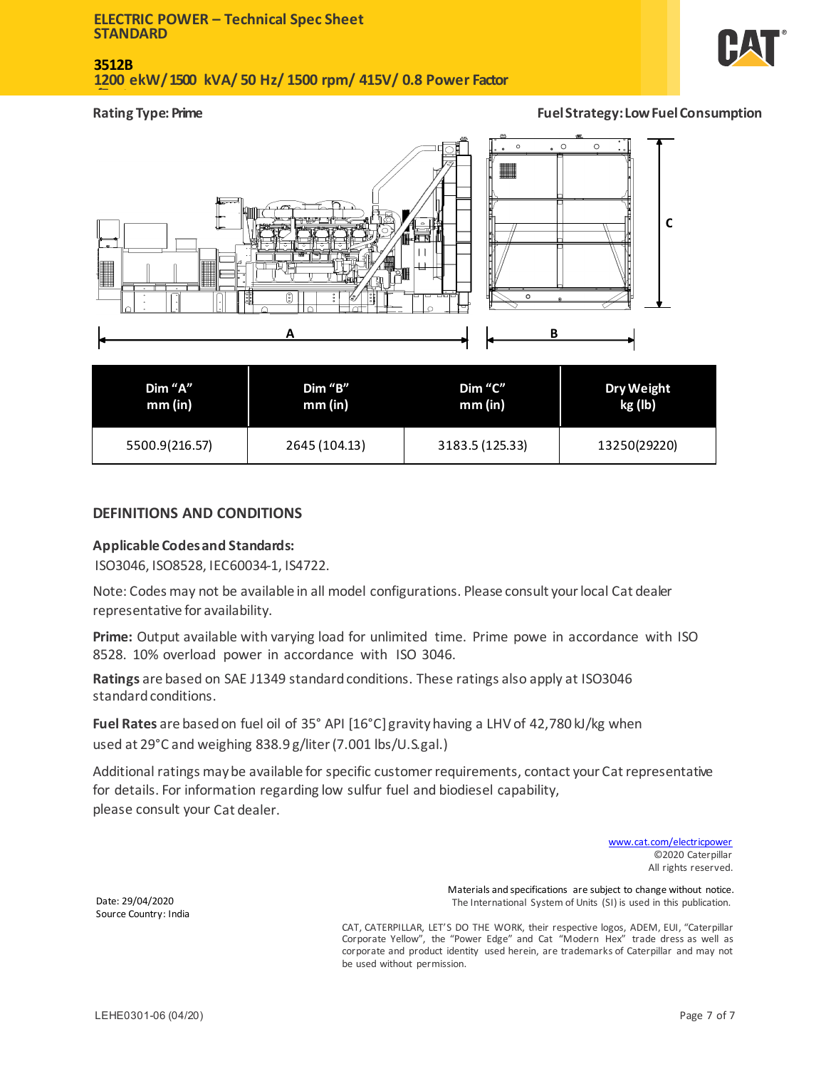# ELECTRIC POWER – Technical Spec Sheet
STANDARD

**3512B**
**1200 ekW/ 1500 kVA/ 50 Hz/ 1500 rpm/ 415V/ 0.8 Power Factor**

**Rating Type: Prime**

**Fuel Strategy: Low Fuel Consumption**

A

B

C

| Dim "A" mm (in) | Dim "B" mm (in) | Dim "C" mm (in) | Dry Weight kg (lb) |
|---|---|---|---|
| 5500.9(216.57) | 2645 (104.13) | 3183.5 (125.33) | 13250(29220) |

## DEFINITIONS AND CONDITIONS

**Applicable Codes and Standards:**
ISO3046, ISO8528, IEC60034-1, IS4722.

Note: Codes may not be available in all model configurations. Please consult your local Cat dealer representative for availability.

**Prime:** Output available with varying load for unlimited time. Prime powe in accordance with ISO 8528. 10% overload power in accordance with ISO 3046.

**Ratings** are based on SAE J1349 standard conditions. These ratings also apply at ISO3046 standard conditions.

**Fuel Rates** are based on fuel oil of 35° API [16°C] gravity having a LHV of 42,780 kJ/kg when used at 29°C and weighing 838.9 g/liter (7.001 lbs/U.S.gal.)

Additional ratings may be available for specific customer requirements, contact your Cat representative for details. For information regarding low sulfur fuel and biodiesel capability, please consult your Cat dealer.

www.cat.com/electricpower
©2020 Caterpillar
All rights reserved.

Date: 29/04/2020
Source Country: India

Materials and specifications are subject to change without notice.
The International System of Units (SI) is used in this publication.

CAT, CATERPILLAR, LET'S DO THE WORK, their respective logos, ADEM, EUI, "Caterpillar Corporate Yellow", the "Power Edge" and Cat "Modern Hex" trade dress as well as corporate and product identity used herein, are trademarks of Caterpillar and may not be used without permission.

LEHE0301-06 (04/20)